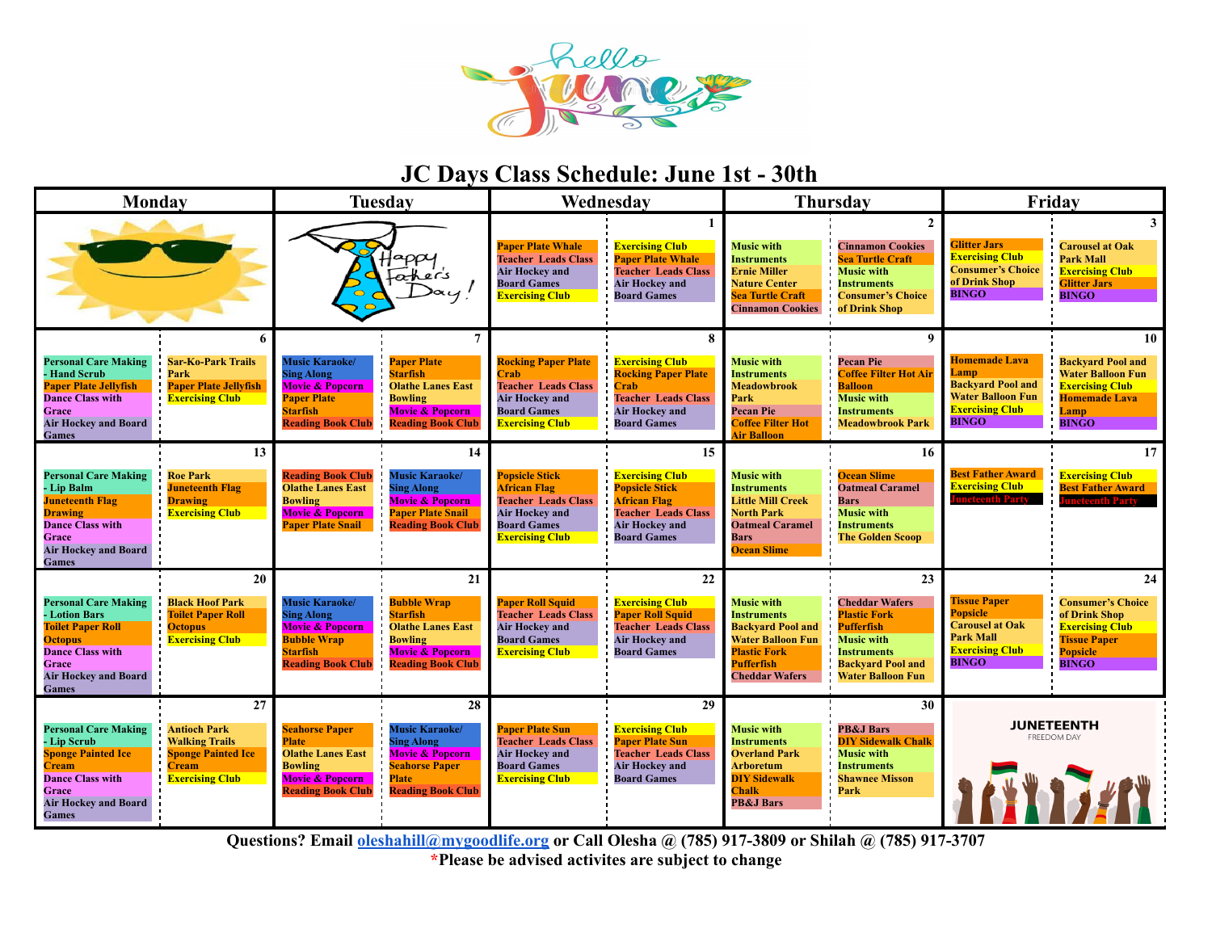# JC Days Class Schedule: June 1st - 30th

| Monday | Tuesday | Wednesday | Thursday | Friday |
|---|---|---|---|---|
| | Happy Father's Day! | **1**<br>Paper Plate Whale<br>Teacher Leads Class<br>Air Hockey and Board Games<br>Exercising Club<br><br>Exercising Club<br>Paper Plate Whale<br>Teacher Leads Class<br>Air Hockey and Board Games | **2**<br>Music with Instruments<br>Ernie Miller Nature Center<br>Sea Turtle Craft<br>Cinnamon Cookies<br><br>Cinnamon Cookies<br>Sea Turtle Craft<br>Music with Instruments<br>Consumer's Choice of Drink Shop | **3**<br>Glitter Jars<br>Exercising Club<br>Consumer's Choice of Drink Shop<br>BINGO<br><br>Carousel at Oak Park Mall<br>Exercising Club<br>Glitter Jars<br>BINGO |
| **6**<br>Personal Care Making - Hand Scrub<br>Paper Plate Jellyfish<br>Dance Class with Grace<br>Air Hockey and Board Games<br><br>Sar-Ko-Park Trails Park<br>Paper Plate Jellyfish<br>Exercising Club | **7**<br>Music Karaoke/ Sing Along<br>Movie & Popcorn<br>Paper Plate Starfish<br>Reading Book Club<br><br>Paper Plate Starfish<br>Olathe Lanes East Bowling<br>Movie & Popcorn<br>Reading Book Club | **8**<br>Rocking Paper Plate Crab<br>Teacher Leads Class<br>Air Hockey and Board Games<br>Exercising Club<br><br>Exercising Club<br>Rocking Paper Plate Crab<br>Teacher Leads Class<br>Air Hockey and Board Games | **9**<br>Music with Instruments<br>Meadowbrook Park<br>Pecan Pie<br>Coffee Filter Hot Air Balloon<br><br>Pecan Pie<br>Coffee Filter Hot Air Balloon<br>Music with Instruments<br>Meadowbrook Park | **10**<br>Homemade Lava Lamp<br>Backyard Pool and Water Balloon Fun<br>Exercising Club<br>BINGO<br><br>Backyard Pool and Water Balloon Fun<br>Exercising Club<br>Homemade Lava Lamp<br>BINGO |
| **13**<br>Personal Care Making - Lip Balm<br>Juneteenth Flag Drawing<br>Dance Class with Grace<br>Air Hockey and Board Games<br><br>Roe Park<br>Juneteenth Flag Drawing<br>Exercising Club | **14**<br>Reading Book Club<br>Olathe Lanes East Bowling<br>Movie & Popcorn<br>Paper Plate Snail<br><br>Music Karaoke/ Sing Along<br>Movie & Popcorn<br>Paper Plate Snail<br>Reading Book Club | **15**<br>Popsicle Stick African Flag<br>Teacher Leads Class<br>Air Hockey and Board Games<br>Exercising Club<br><br>Exercising Club<br>Popsicle Stick African Flag<br>Teacher Leads Class<br>Air Hockey and Board Games | **16**<br>Music with Instruments<br>Little Mill Creek North Park<br>Oatmeal Caramel Bars<br>Ocean Slime<br><br>Ocean Slime<br>Oatmeal Caramel Bars<br>Music with Instruments<br>The Golden Scoop | **17**<br>Best Father Award<br>Exercising Club<br>Juneteenth Party<br><br>Exercising Club<br>Best Father Award<br>Juneteenth Party |
| **20**<br>Personal Care Making - Lotion Bars<br>Toilet Paper Roll Octopus<br>Dance Class with Grace<br>Air Hockey and Board Games<br><br>Black Hoof Park<br>Toilet Paper Roll Octopus<br>Exercising Club | **21**<br>Music Karaoke/ Sing Along<br>Movie & Popcorn<br>Bubble Wrap Starfish<br>Reading Book Club<br><br>Bubble Wrap Starfish<br>Olathe Lanes East Bowling<br>Movie & Popcorn<br>Reading Book Club | **22**<br>Paper Roll Squid<br>Teacher Leads Class<br>Air Hockey and Board Games<br>Exercising Club<br><br>Exercising Club<br>Paper Roll Squid<br>Teacher Leads Class<br>Air Hockey and Board Games | **23**<br>Music with Instruments<br>Backyard Pool and Water Balloon Fun<br>Plastic Fork Pufferfish<br>Cheddar Wafers<br><br>Cheddar Wafers<br>Plastic Fork Pufferfish<br>Music with Instruments<br>Backyard Pool and Water Balloon Fun | **24**<br>Tissue Paper Popsicle<br>Carousel at Oak Park Mall<br>Exercising Club<br>BINGO<br><br>Consumer's Choice of Drink Shop<br>Exercising Club<br>Tissue Paper Popsicle<br>BINGO |
| **27**<br>Personal Care Making - Lip Scrub<br>Sponge Painted Ice Cream<br>Dance Class with Grace<br>Air Hockey and Board Games<br><br>Antioch Park Walking Trails<br>Sponge Painted Ice Cream<br>Exercising Club | **28**<br>Seahorse Paper Plate<br>Olathe Lanes East Bowling<br>Movie & Popcorn<br>Reading Book Club<br><br>Music Karaoke/ Sing Along<br>Movie & Popcorn<br>Seahorse Paper Plate<br>Reading Book Club | **29**<br>Paper Plate Sun<br>Teacher Leads Class<br>Air Hockey and Board Games<br>Exercising Club<br><br>Exercising Club<br>Paper Plate Sun<br>Teacher Leads Class<br>Air Hockey and Board Games | **30**<br>Music with Instruments<br>Overland Park Arboretum<br>DIY Sidewalk Chalk<br>PB&J Bars<br><br>PB&J Bars<br>DIY Sidewalk Chalk<br>Music with Instruments<br>Shawnee Misson Park | JUNETEENTH<br>FREEDOM DAY |

**Questions? Email oleshahill@mygoodlife.org or Call Olesha @ (785) 917-3809 or Shilah @ (785) 917-3707**

**\*Please be advised activites are subject to change**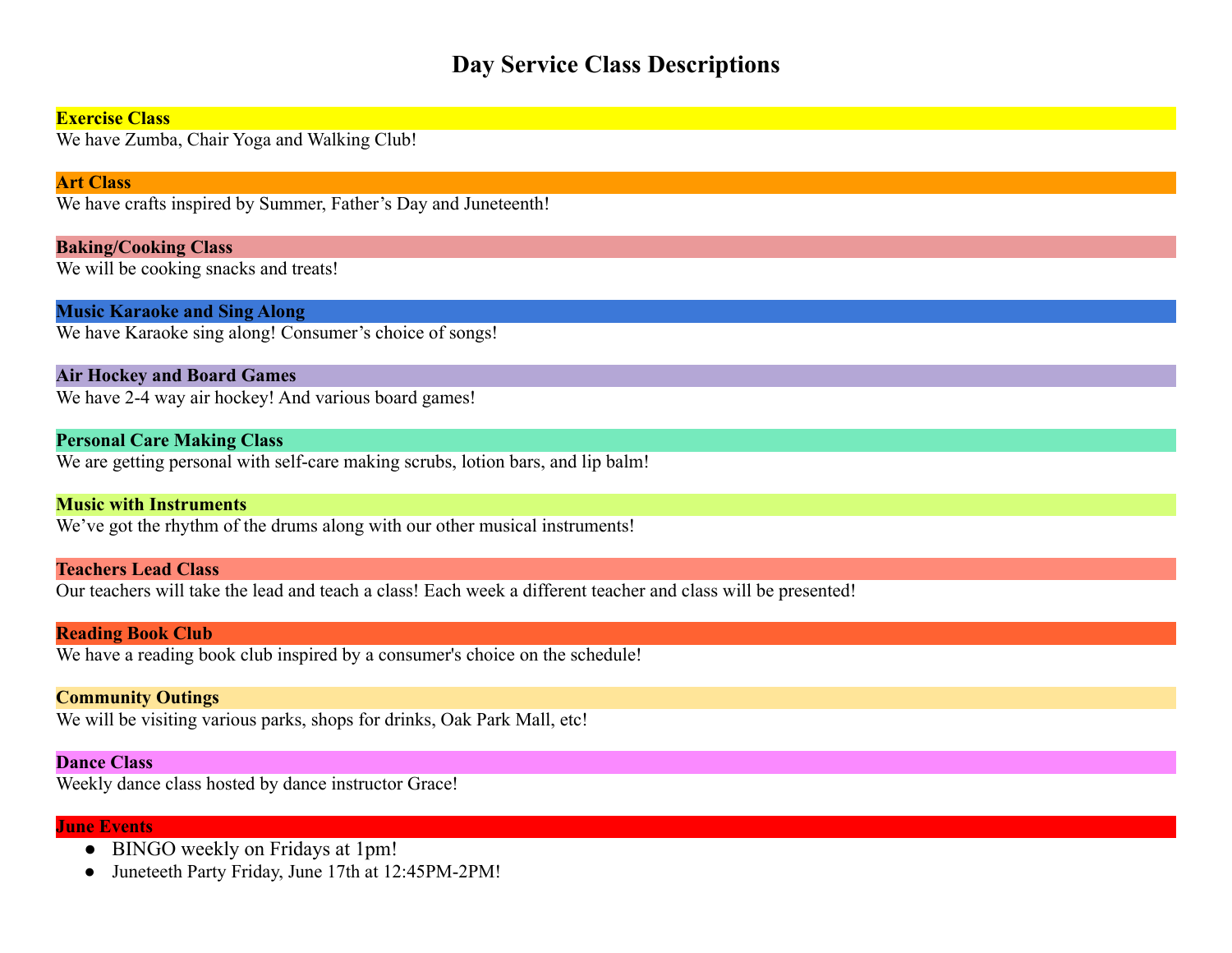# Day Service Class Descriptions

## Exercise Class

We have Zumba, Chair Yoga and Walking Club!

## Art Class

We have crafts inspired by Summer, Father's Day and Juneteenth!

## Baking/Cooking Class

We will be cooking snacks and treats!

## Music Karaoke and Sing Along

We have Karaoke sing along! Consumer's choice of songs!

## Air Hockey and Board Games

We have 2-4 way air hockey! And various board games!

## Personal Care Making Class

We are getting personal with self-care making scrubs, lotion bars, and lip balm!

## Music with Instruments

We've got the rhythm of the drums along with our other musical instruments!

## Teachers Lead Class

Our teachers will take the lead and teach a class! Each week a different teacher and class will be presented!

## Reading Book Club

We have a reading book club inspired by a consumer's choice on the schedule!

## Community Outings

We will be visiting various parks, shops for drinks, Oak Park Mall, etc!

## Dance Class

Weekly dance class hosted by dance instructor Grace!

## June Events

- BINGO weekly on Fridays at 1pm!
- Juneteeth Party Friday, June 17th at 12:45PM-2PM!